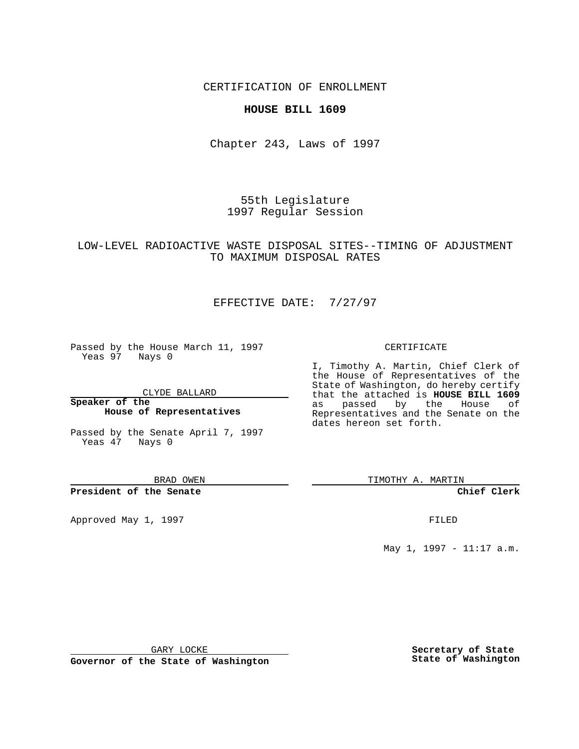CERTIFICATION OF ENROLLMENT

**HOUSE BILL 1609**

Chapter 243, Laws of 1997

55th Legislature
1997 Regular Session

LOW-LEVEL RADIOACTIVE WASTE DISPOSAL SITES--TIMING OF ADJUSTMENT TO MAXIMUM DISPOSAL RATES

EFFECTIVE DATE: 7/27/97

Passed by the House March 11, 1997
Yeas 97 Nays 0

CLYDE BALLARD

**Speaker of the House of Representatives**

Passed by the Senate April 7, 1997
Yeas 47 Nays 0

BRAD OWEN

**President of the Senate**

Approved May 1, 1997

GARY LOCKE

**Governor of the State of Washington**

CERTIFICATE

I, Timothy A. Martin, Chief Clerk of the House of Representatives of the State of Washington, do hereby certify that the attached is **HOUSE BILL 1609** as passed by the House of Representatives and the Senate on the dates hereon set forth.

TIMOTHY A. MARTIN

**Chief Clerk**

FILED

May 1, 1997 - 11:17 a.m.

**Secretary of State**
**State of Washington**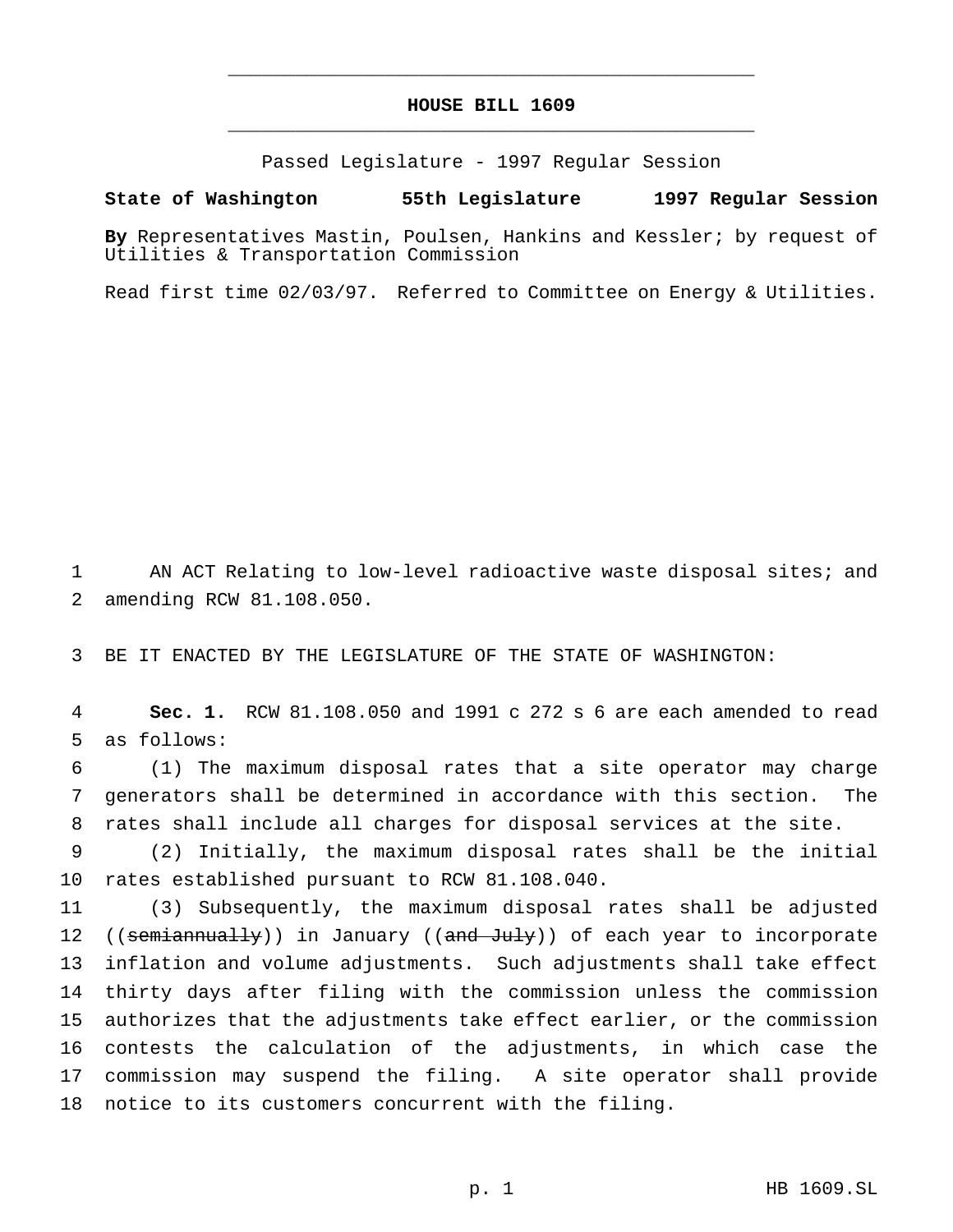# HOUSE BILL 1609

Passed Legislature - 1997 Regular Session

**State of Washington 55th Legislature 1997 Regular Session**

**By** Representatives Mastin, Poulsen, Hankins and Kessler; by request of Utilities & Transportation Commission

Read first time 02/03/97. Referred to Committee on Energy & Utilities.

1 AN ACT Relating to low-level radioactive waste disposal sites; and
2 amending RCW 81.108.050.

3 BE IT ENACTED BY THE LEGISLATURE OF THE STATE OF WASHINGTON:

4 **Sec. 1.** RCW 81.108.050 and 1991 c 272 s 6 are each amended to read
5 as follows:

6 (1) The maximum disposal rates that a site operator may charge
7 generators shall be determined in accordance with this section. The
8 rates shall include all charges for disposal services at the site.

9 (2) Initially, the maximum disposal rates shall be the initial
10 rates established pursuant to RCW 81.108.040.

11 (3) Subsequently, the maximum disposal rates shall be adjusted
12 ((~~semiannually~~)) in January ((~~and July~~)) of each year to incorporate
13 inflation and volume adjustments. Such adjustments shall take effect
14 thirty days after filing with the commission unless the commission
15 authorizes that the adjustments take effect earlier, or the commission
16 contests the calculation of the adjustments, in which case the
17 commission may suspend the filing. A site operator shall provide
18 notice to its customers concurrent with the filing.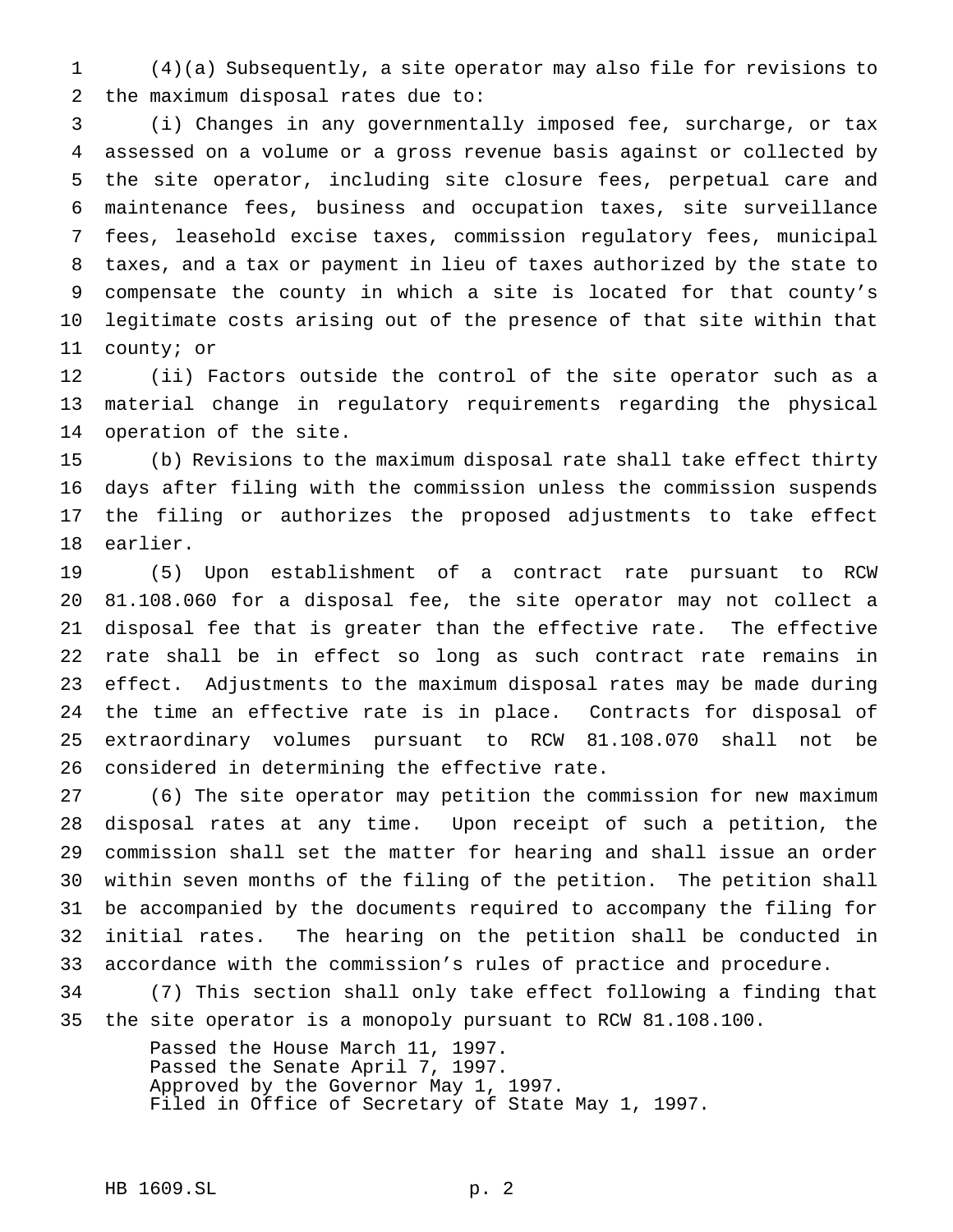(4)(a) Subsequently, a site operator may also file for revisions to the maximum disposal rates due to:

(i) Changes in any governmentally imposed fee, surcharge, or tax assessed on a volume or a gross revenue basis against or collected by the site operator, including site closure fees, perpetual care and maintenance fees, business and occupation taxes, site surveillance fees, leasehold excise taxes, commission regulatory fees, municipal taxes, and a tax or payment in lieu of taxes authorized by the state to compensate the county in which a site is located for that county's legitimate costs arising out of the presence of that site within that county; or

(ii) Factors outside the control of the site operator such as a material change in regulatory requirements regarding the physical operation of the site.

(b) Revisions to the maximum disposal rate shall take effect thirty days after filing with the commission unless the commission suspends the filing or authorizes the proposed adjustments to take effect earlier.

(5) Upon establishment of a contract rate pursuant to RCW 81.108.060 for a disposal fee, the site operator may not collect a disposal fee that is greater than the effective rate. The effective rate shall be in effect so long as such contract rate remains in effect. Adjustments to the maximum disposal rates may be made during the time an effective rate is in place. Contracts for disposal of extraordinary volumes pursuant to RCW 81.108.070 shall not be considered in determining the effective rate.

(6) The site operator may petition the commission for new maximum disposal rates at any time. Upon receipt of such a petition, the commission shall set the matter for hearing and shall issue an order within seven months of the filing of the petition. The petition shall be accompanied by the documents required to accompany the filing for initial rates. The hearing on the petition shall be conducted in accordance with the commission's rules of practice and procedure.

(7) This section shall only take effect following a finding that the site operator is a monopoly pursuant to RCW 81.108.100.

Passed the House March 11, 1997.
Passed the Senate April 7, 1997.
Approved by the Governor May 1, 1997.
Filed in Office of Secretary of State May 1, 1997.